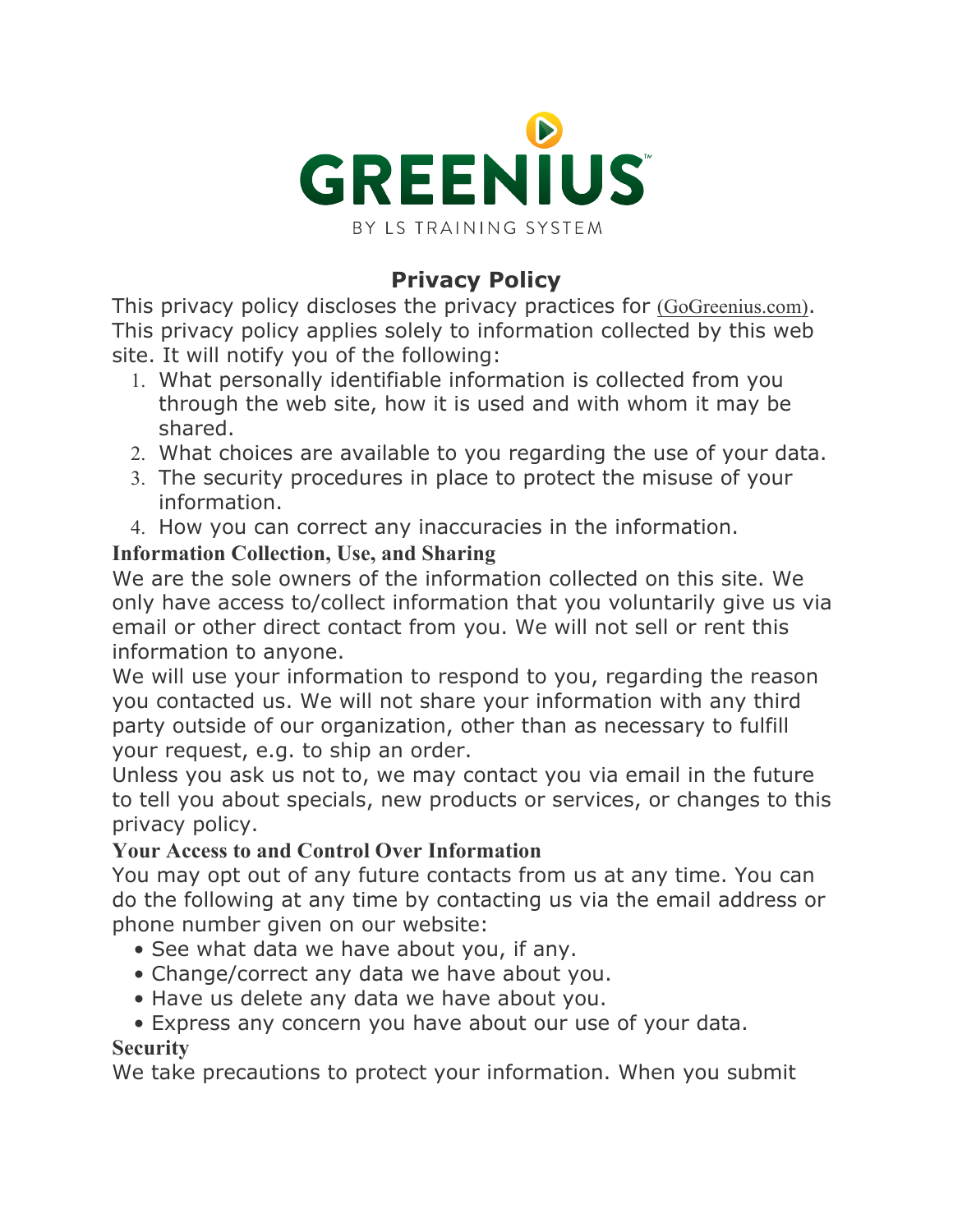GREENIUS™

BY LS TRAINING SYSTEM

# Privacy Policy

This privacy policy discloses the privacy practices for (GoGreenius.com). This privacy policy applies solely to information collected by this web site. It will notify you of the following:

1. What personally identifiable information is collected from you through the web site, how it is used and with whom it may be shared.
2. What choices are available to you regarding the use of your data.
3. The security procedures in place to protect the misuse of your information.
4. How you can correct any inaccuracies in the information.

## Information Collection, Use, and Sharing

We are the sole owners of the information collected on this site. We only have access to/collect information that you voluntarily give us via email or other direct contact from you. We will not sell or rent this information to anyone.

We will use your information to respond to you, regarding the reason you contacted us. We will not share your information with any third party outside of our organization, other than as necessary to fulfill your request, e.g. to ship an order.

Unless you ask us not to, we may contact you via email in the future to tell you about specials, new products or services, or changes to this privacy policy.

## Your Access to and Control Over Information

You may opt out of any future contacts from us at any time. You can do the following at any time by contacting us via the email address or phone number given on our website:

- See what data we have about you, if any.
- Change/correct any data we have about you.
- Have us delete any data we have about you.
- Express any concern you have about our use of your data.

## Security

We take precautions to protect your information. When you submit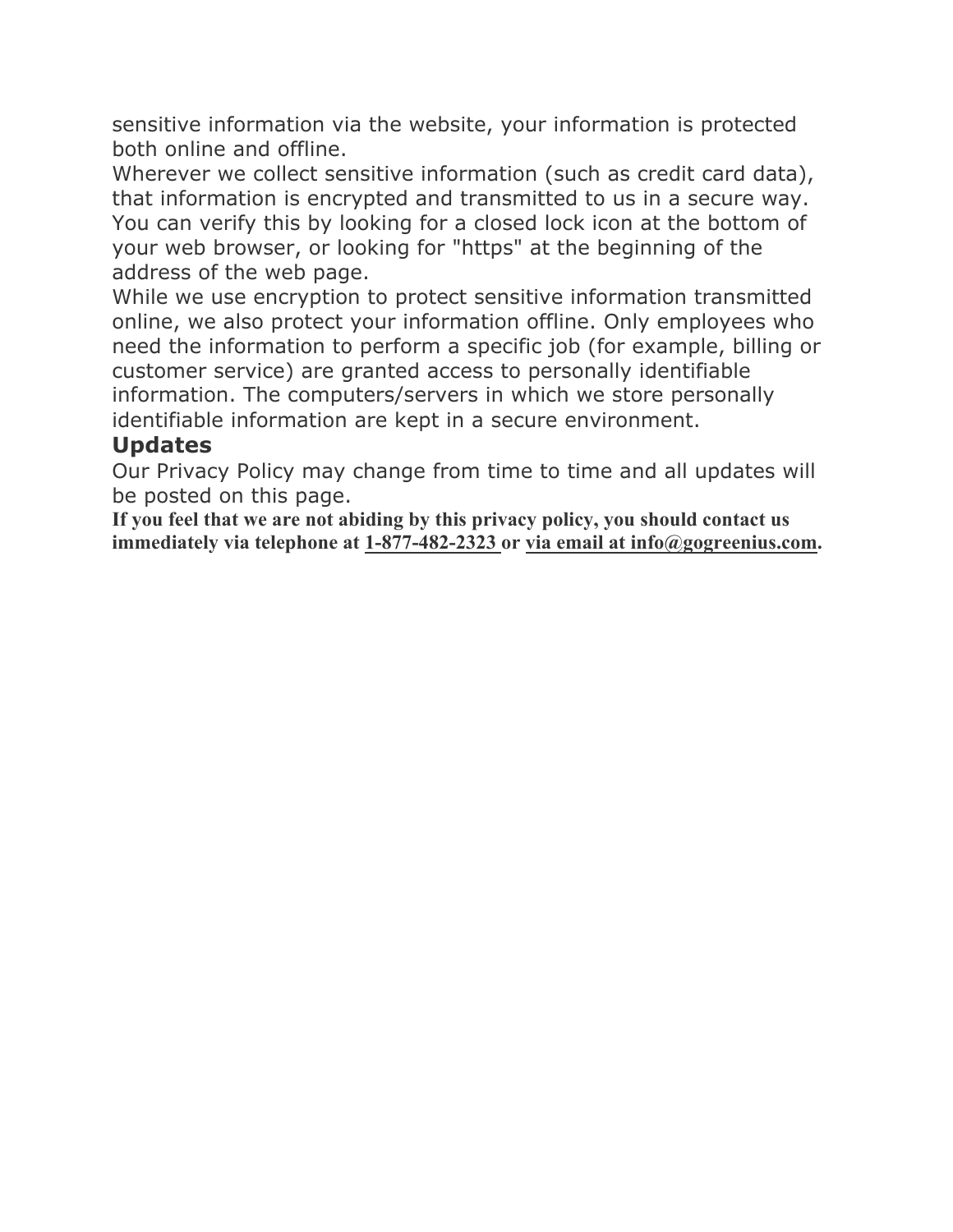sensitive information via the website, your information is protected both online and offline.

Wherever we collect sensitive information (such as credit card data), that information is encrypted and transmitted to us in a secure way. You can verify this by looking for a closed lock icon at the bottom of your web browser, or looking for "https" at the beginning of the address of the web page.

While we use encryption to protect sensitive information transmitted online, we also protect your information offline. Only employees who need the information to perform a specific job (for example, billing or customer service) are granted access to personally identifiable information. The computers/servers in which we store personally identifiable information are kept in a secure environment.

## Updates

Our Privacy Policy may change from time to time and all updates will be posted on this page.

**If you feel that we are not abiding by this privacy policy, you should contact us immediately via telephone at 1-877-482-2323 or via email at info@gogreenius.com.**